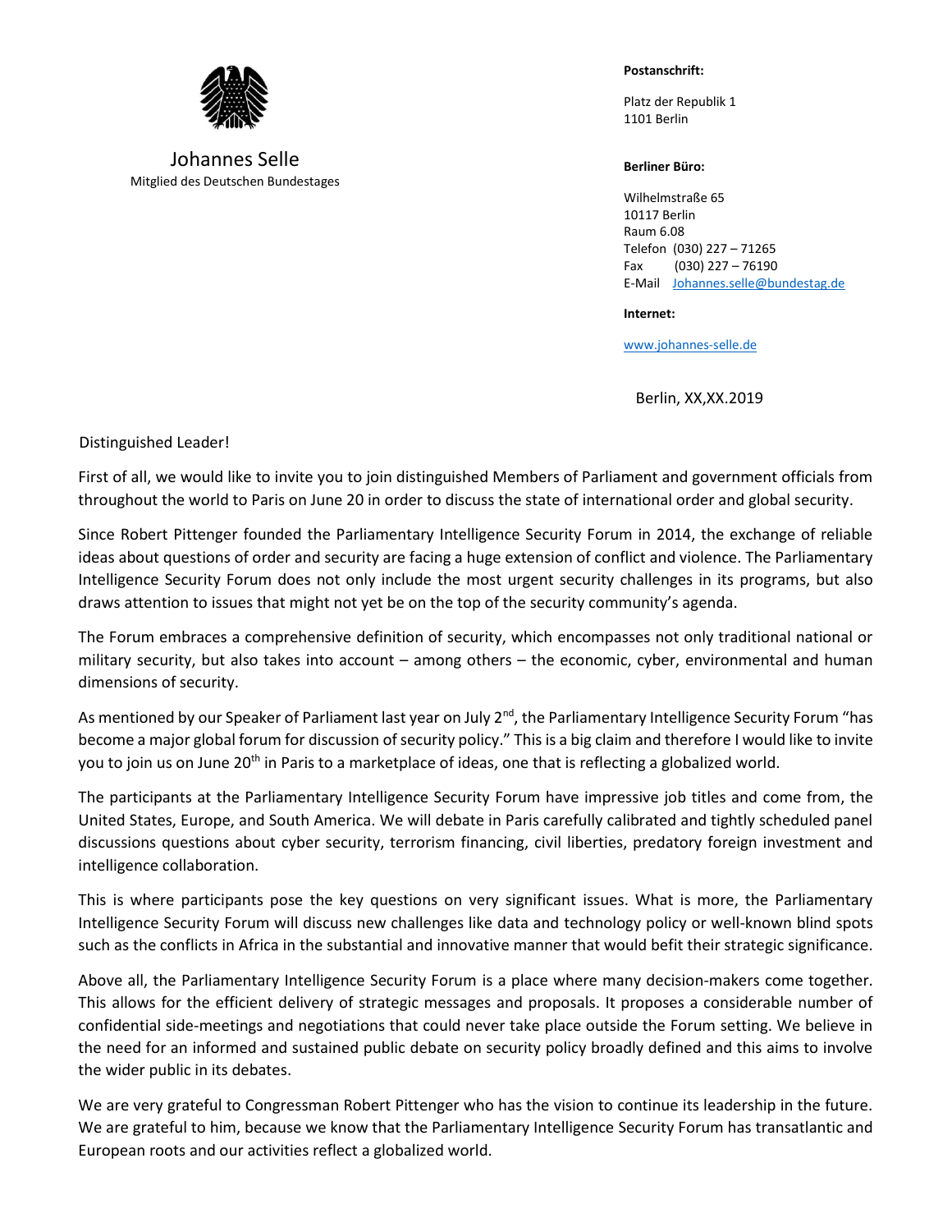Johannes Selle
Mitglied des Deutschen Bundestages

**Postanschrift:**

Platz der Republik 1
1101 Berlin

**Berliner Büro:**

Wilhelmstraße 65
10117 Berlin
Raum 6.08
Telefon (030) 227 – 71265
Fax (030) 227 – 76190
E-Mail Johannes.selle@bundestag.de

**Internet:**

www.johannes-selle.de

Berlin, XX,XX.2019

Distinguished Leader!

First of all, we would like to invite you to join distinguished Members of Parliament and government officials from throughout the world to Paris on June 20 in order to discuss the state of international order and global security.

Since Robert Pittenger founded the Parliamentary Intelligence Security Forum in 2014, the exchange of reliable ideas about questions of order and security are facing a huge extension of conflict and violence. The Parliamentary Intelligence Security Forum does not only include the most urgent security challenges in its programs, but also draws attention to issues that might not yet be on the top of the security community's agenda.

The Forum embraces a comprehensive definition of security, which encompasses not only traditional national or military security, but also takes into account – among others – the economic, cyber, environmental and human dimensions of security.

As mentioned by our Speaker of Parliament last year on July 2nd, the Parliamentary Intelligence Security Forum "has become a major global forum for discussion of security policy." This is a big claim and therefore I would like to invite you to join us on June 20th in Paris to a marketplace of ideas, one that is reflecting a globalized world.

The participants at the Parliamentary Intelligence Security Forum have impressive job titles and come from, the United States, Europe, and South America. We will debate in Paris carefully calibrated and tightly scheduled panel discussions questions about cyber security, terrorism financing, civil liberties, predatory foreign investment and intelligence collaboration.

This is where participants pose the key questions on very significant issues. What is more, the Parliamentary Intelligence Security Forum will discuss new challenges like data and technology policy or well-known blind spots such as the conflicts in Africa in the substantial and innovative manner that would befit their strategic significance.

Above all, the Parliamentary Intelligence Security Forum is a place where many decision-makers come together. This allows for the efficient delivery of strategic messages and proposals. It proposes a considerable number of confidential side-meetings and negotiations that could never take place outside the Forum setting. We believe in the need for an informed and sustained public debate on security policy broadly defined and this aims to involve the wider public in its debates.

We are very grateful to Congressman Robert Pittenger who has the vision to continue its leadership in the future. We are grateful to him, because we know that the Parliamentary Intelligence Security Forum has transatlantic and European roots and our activities reflect a globalized world.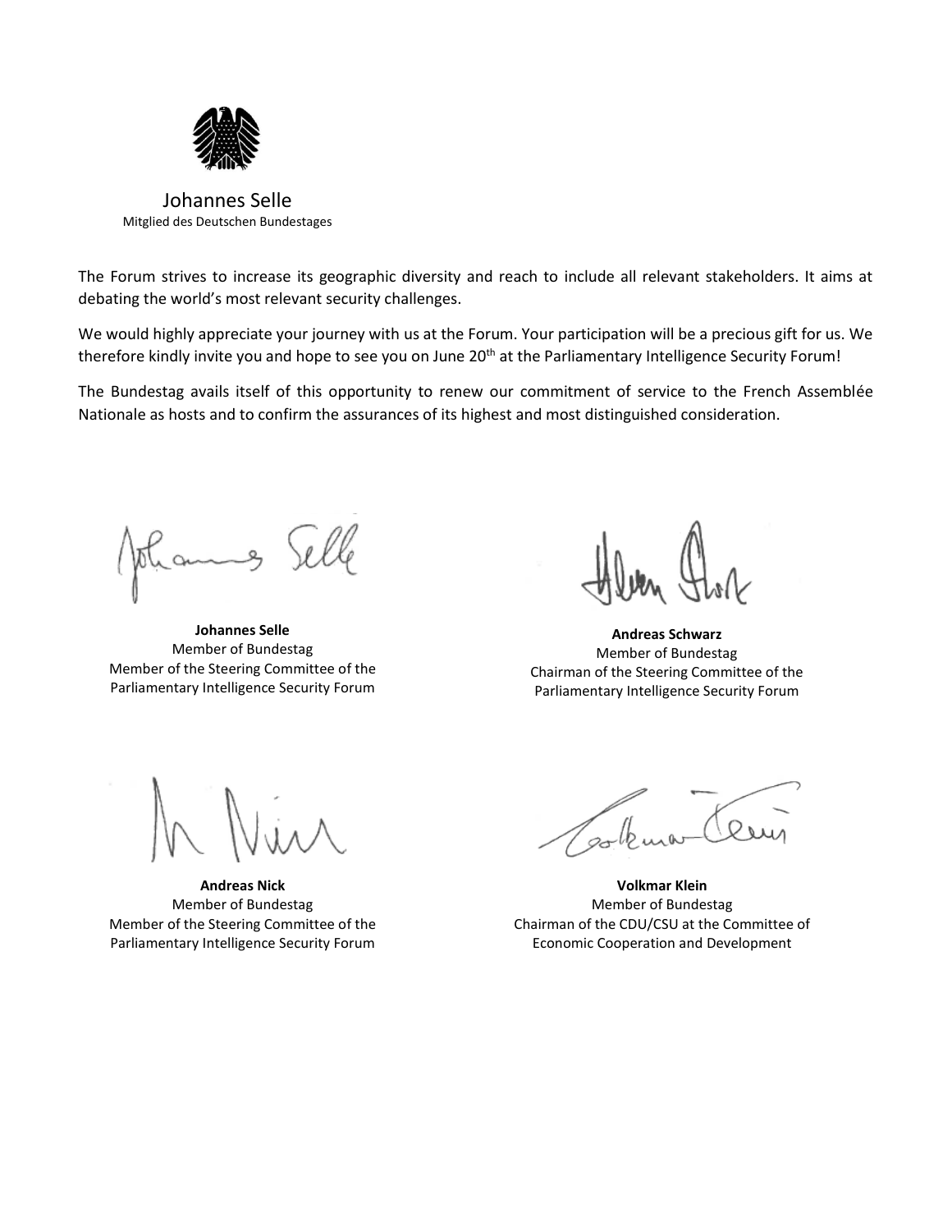Johannes Selle
Mitglied des Deutschen Bundestages

The Forum strives to increase its geographic diversity and reach to include all relevant stakeholders. It aims at debating the world's most relevant security challenges.

We would highly appreciate your journey with us at the Forum. Your participation will be a precious gift for us. We therefore kindly invite you and hope to see you on June 20th at the Parliamentary Intelligence Security Forum!

The Bundestag avails itself of this opportunity to renew our commitment of service to the French Assemblée Nationale as hosts and to confirm the assurances of its highest and most distinguished consideration.

**Johannes Selle**
Member of Bundestag
Member of the Steering Committee of the Parliamentary Intelligence Security Forum

**Andreas Schwarz**
Member of Bundestag
Chairman of the Steering Committee of the Parliamentary Intelligence Security Forum

**Andreas Nick**
Member of Bundestag
Member of the Steering Committee of the Parliamentary Intelligence Security Forum

**Volkmar Klein**
Member of Bundestag
Chairman of the CDU/CSU at the Committee of Economic Cooperation and Development